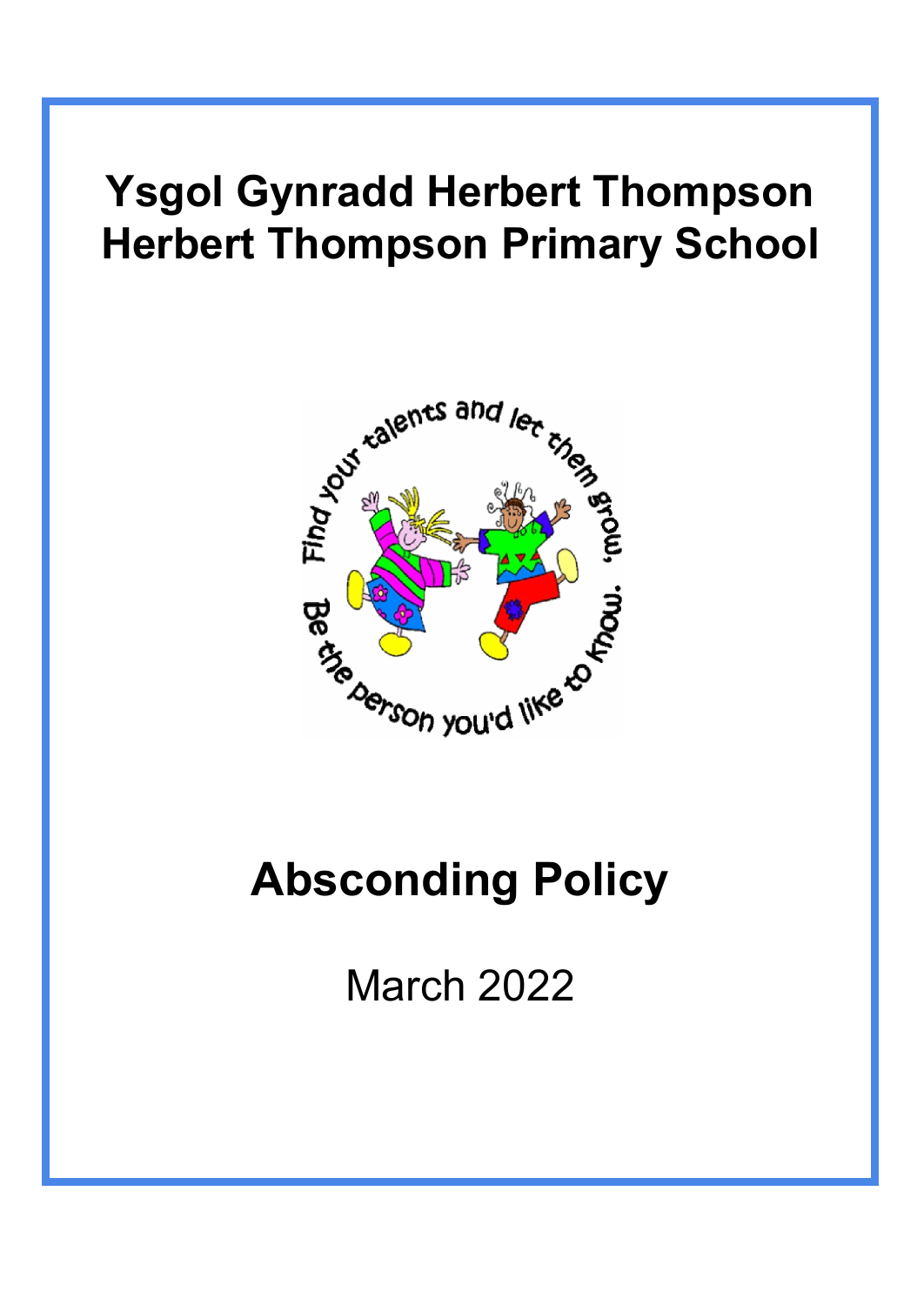# Ysgol Gynradd Herbert Thompson
# Herbert Thompson Primary School

# Absconding Policy

March 2022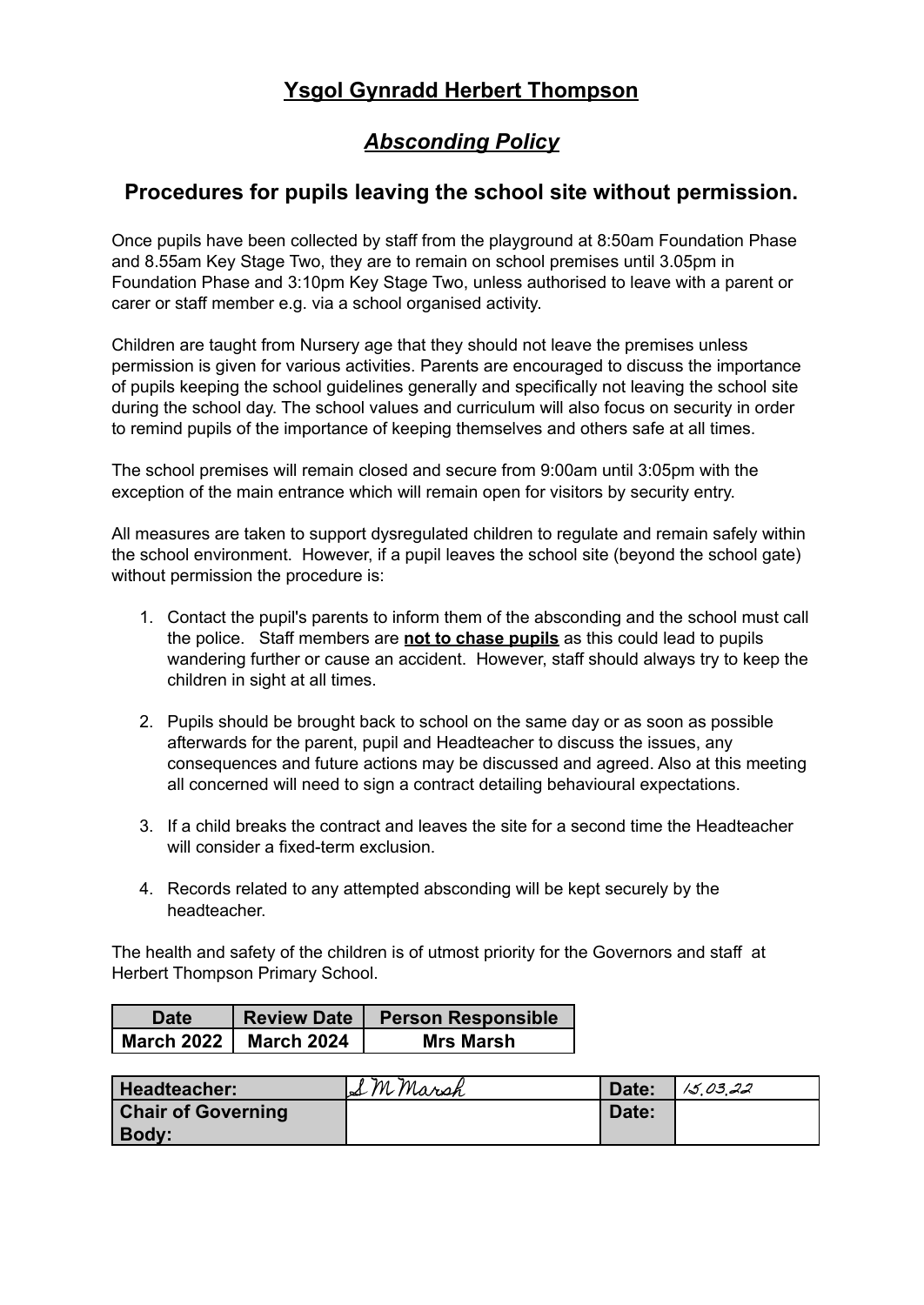# <u>Ysgol Gynradd Herbert Thompson</u>

## <u>*Absconding Policy*</u>

### Procedures for pupils leaving the school site without permission.

Once pupils have been collected by staff from the playground at 8:50am Foundation Phase and 8.55am Key Stage Two, they are to remain on school premises until 3.05pm in Foundation Phase and 3:10pm Key Stage Two, unless authorised to leave with a parent or carer or staff member e.g. via a school organised activity.

Children are taught from Nursery age that they should not leave the premises unless permission is given for various activities. Parents are encouraged to discuss the importance of pupils keeping the school guidelines generally and specifically not leaving the school site during the school day. The school values and curriculum will also focus on security in order to remind pupils of the importance of keeping themselves and others safe at all times.

The school premises will remain closed and secure from 9:00am until 3:05pm with the exception of the main entrance which will remain open for visitors by security entry.

All measures are taken to support dysregulated children to regulate and remain safely within the school environment. However, if a pupil leaves the school site (beyond the school gate) without permission the procedure is:

1. Contact the pupil's parents to inform them of the absconding and the school must call the police. Staff members are **<u>not to chase pupils</u>** as this could lead to pupils wandering further or cause an accident. However, staff should always try to keep the children in sight at all times.

2. Pupils should be brought back to school on the same day or as soon as possible afterwards for the parent, pupil and Headteacher to discuss the issues, any consequences and future actions may be discussed and agreed. Also at this meeting all concerned will need to sign a contract detailing behavioural expectations.

3. If a child breaks the contract and leaves the site for a second time the Headteacher will consider a fixed-term exclusion.

4. Records related to any attempted absconding will be kept securely by the headteacher.

The health and safety of the children is of utmost priority for the Governors and staff at Herbert Thompson Primary School.

| Date | Review Date | Person Responsible |
|---|---|---|
| March 2022 | March 2024 | Mrs Marsh |

| | | | |
|---|---|---|---|
| **Headteacher:** | S M Marsh | **Date:** | 15.03.22 |
| **Chair of Governing Body:** | | **Date:** | |